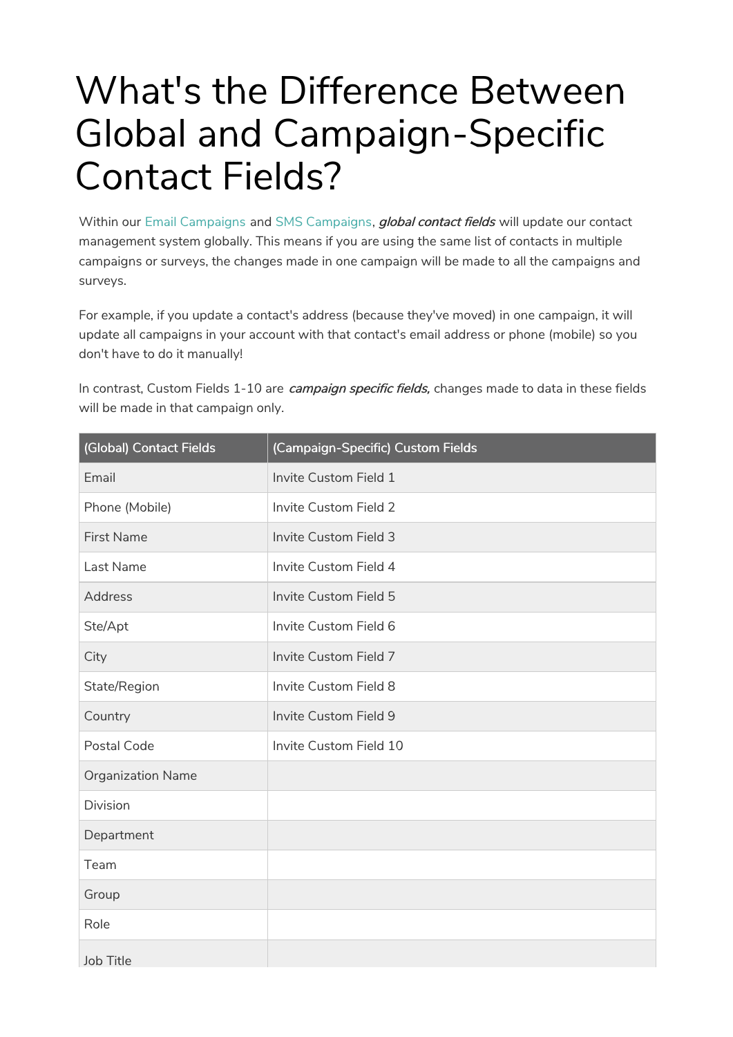# What's the Difference Between Global and Campaign-Specific Contact Fields?

Within our Email Campaigns and SMS Campaigns, ***global contact fields*** will update our contact management system globally. This means if you are using the same list of contacts in multiple campaigns or surveys, the changes made in one campaign will be made to all the campaigns and surveys.

For example, if you update a contact's address (because they've moved) in one campaign, it will update all campaigns in your account with that contact's email address or phone (mobile) so you don't have to do it manually!

In contrast, Custom Fields 1-10 are ***campaign specific fields,*** changes made to data in these fields will be made in that campaign only.

| (Global) Contact Fields | (Campaign-Specific) Custom Fields |
|---|---|
| Email | Invite Custom Field 1 |
| Phone (Mobile) | Invite Custom Field 2 |
| First Name | Invite Custom Field 3 |
| Last Name | Invite Custom Field 4 |
| Address | Invite Custom Field 5 |
| Ste/Apt | Invite Custom Field 6 |
| City | Invite Custom Field 7 |
| State/Region | Invite Custom Field 8 |
| Country | Invite Custom Field 9 |
| Postal Code | Invite Custom Field 10 |
| Organization Name | |
| Division | |
| Department | |
| Team | |
| Group | |
| Role | |
| Job Title | |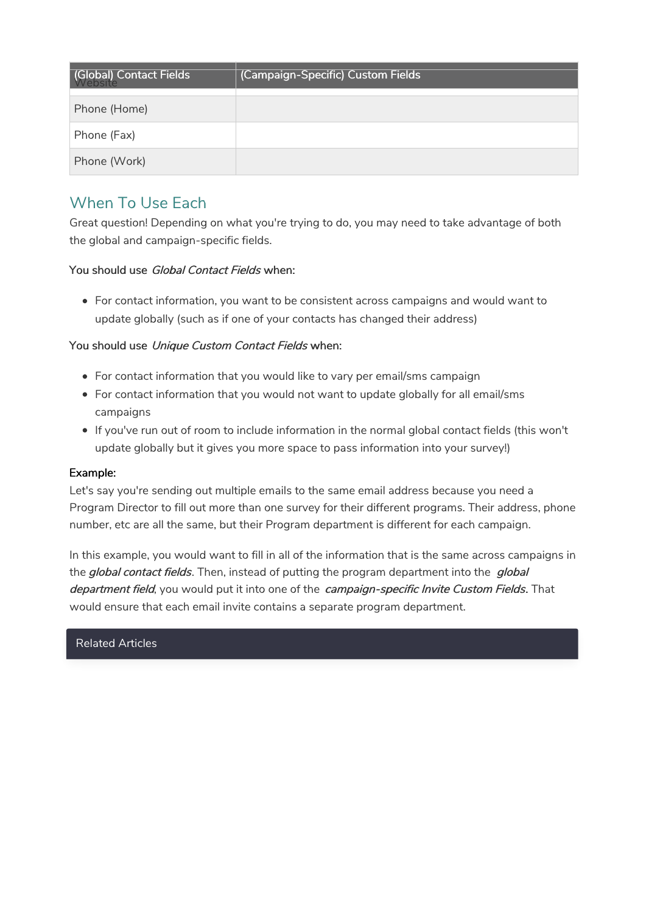| (Global) Contact Fields | (Campaign-Specific) Custom Fields |
| --- | --- |
| Website | |
| Phone (Home) | |
| Phone (Fax) | |
| Phone (Work) | |

## When To Use Each

Great question! Depending on what you're trying to do, you may need to take advantage of both the global and campaign-specific fields.

You should use *Global Contact Fields* when:

- For contact information, you want to be consistent across campaigns and would want to update globally (such as if one of your contacts has changed their address)

You should use *Unique Custom Contact Fields* when:

- For contact information that you would like to vary per email/sms campaign
- For contact information that you would not want to update globally for all email/sms campaigns
- If you've run out of room to include information in the normal global contact fields (this won't update globally but it gives you more space to pass information into your survey!)

**Example:**

Let's say you're sending out multiple emails to the same email address because you need a Program Director to fill out more than one survey for their different programs. Their address, phone number, etc are all the same, but their Program department is different for each campaign.

In this example, you would want to fill in all of the information that is the same across campaigns in the *global contact fields*. Then, instead of putting the program department into the *global department field*, you would put it into one of the *campaign-specific Invite Custom Fields*. That would ensure that each email invite contains a separate program department.

Related Articles